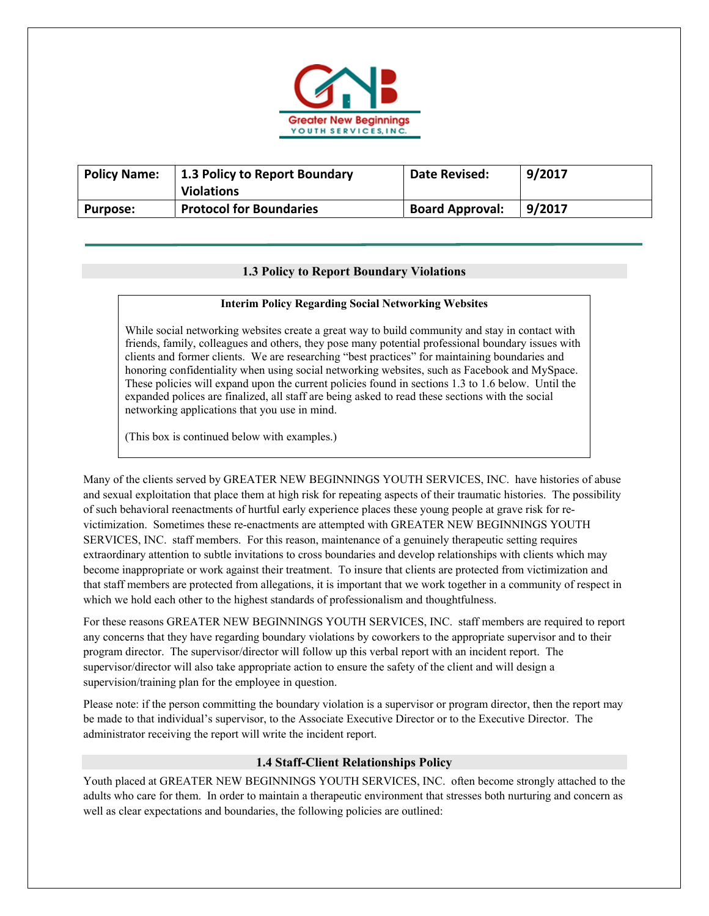| Policy Name: | 1.3 Policy to Report Boundary Violations | Date Revised: | 9/2017 |
|---|---|---|---|
| Purpose: | Protocol for Boundaries | Board Approval: | 9/2017 |

## 1.3 Policy to Report Boundary Violations

**Interim Policy Regarding Social Networking Websites**

While social networking websites create a great way to build community and stay in contact with friends, family, colleagues and others, they pose many potential professional boundary issues with clients and former clients. We are researching "best practices" for maintaining boundaries and honoring confidentiality when using social networking websites, such as Facebook and MySpace. These policies will expand upon the current policies found in sections 1.3 to 1.6 below. Until the expanded polices are finalized, all staff are being asked to read these sections with the social networking applications that you use in mind.

(This box is continued below with examples.)

Many of the clients served by GREATER NEW BEGINNINGS YOUTH SERVICES, INC. have histories of abuse and sexual exploitation that place them at high risk for repeating aspects of their traumatic histories. The possibility of such behavioral reenactments of hurtful early experience places these young people at grave risk for re-victimization. Sometimes these re-enactments are attempted with GREATER NEW BEGINNINGS YOUTH SERVICES, INC. staff members. For this reason, maintenance of a genuinely therapeutic setting requires extraordinary attention to subtle invitations to cross boundaries and develop relationships with clients which may become inappropriate or work against their treatment. To insure that clients are protected from victimization and that staff members are protected from allegations, it is important that we work together in a community of respect in which we hold each other to the highest standards of professionalism and thoughtfulness.

For these reasons GREATER NEW BEGINNINGS YOUTH SERVICES, INC. staff members are required to report any concerns that they have regarding boundary violations by coworkers to the appropriate supervisor and to their program director. The supervisor/director will follow up this verbal report with an incident report. The supervisor/director will also take appropriate action to ensure the safety of the client and will design a supervision/training plan for the employee in question.

Please note: if the person committing the boundary violation is a supervisor or program director, then the report may be made to that individual's supervisor, to the Associate Executive Director or to the Executive Director. The administrator receiving the report will write the incident report.

## 1.4 Staff-Client Relationships Policy

Youth placed at GREATER NEW BEGINNINGS YOUTH SERVICES, INC. often become strongly attached to the adults who care for them. In order to maintain a therapeutic environment that stresses both nurturing and concern as well as clear expectations and boundaries, the following policies are outlined: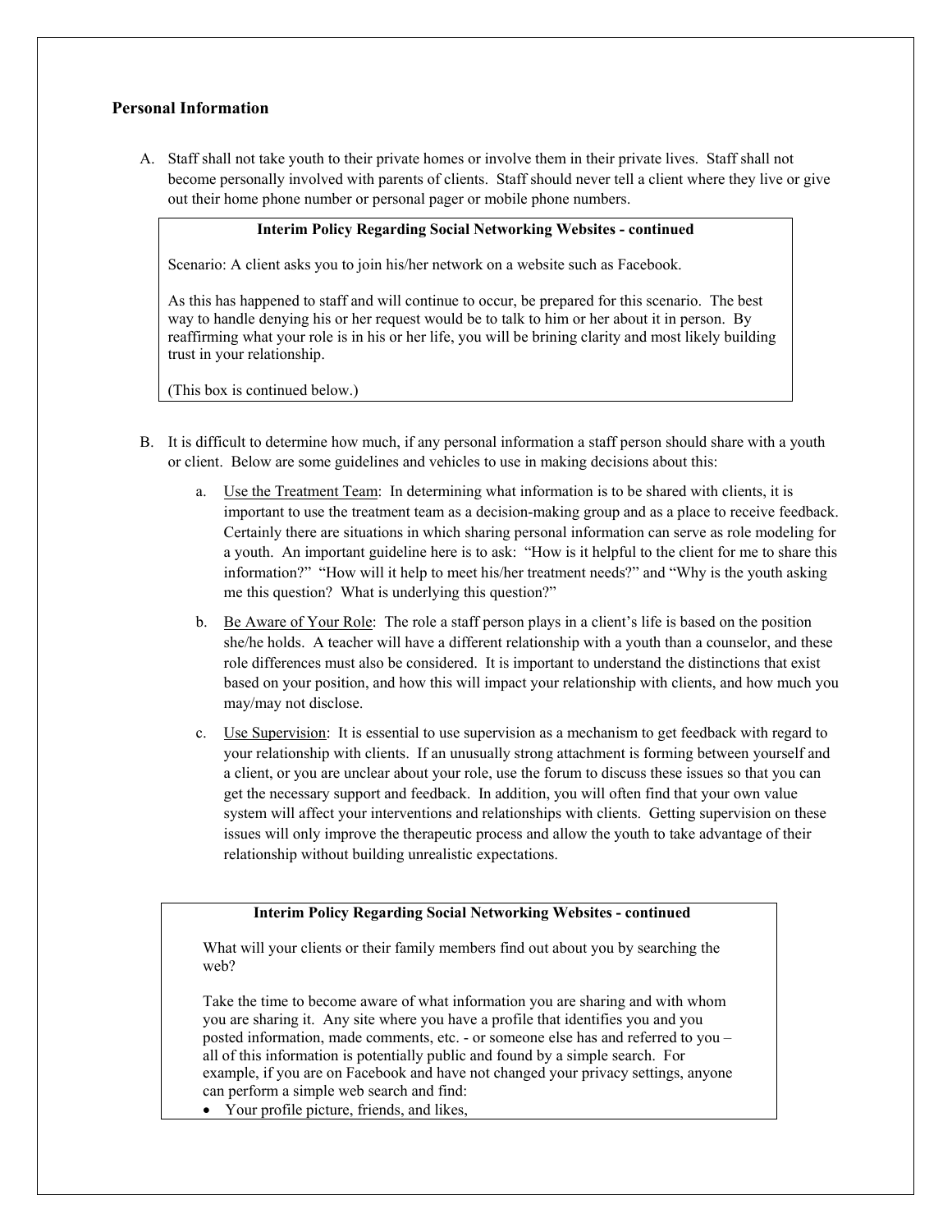## Personal Information

A. Staff shall not take youth to their private homes or involve them in their private lives. Staff shall not become personally involved with parents of clients. Staff should never tell a client where they live or give out their home phone number or personal pager or mobile phone numbers.

> **Interim Policy Regarding Social Networking Websites - continued**
>
> Scenario: A client asks you to join his/her network on a website such as Facebook.
>
> As this has happened to staff and will continue to occur, be prepared for this scenario. The best way to handle denying his or her request would be to talk to him or her about it in person. By reaffirming what your role is in his or her life, you will be brining clarity and most likely building trust in your relationship.
>
> (This box is continued below.)

B. It is difficult to determine how much, if any personal information a staff person should share with a youth or client. Below are some guidelines and vehicles to use in making decisions about this:

   a. Use the Treatment Team: In determining what information is to be shared with clients, it is important to use the treatment team as a decision-making group and as a place to receive feedback. Certainly there are situations in which sharing personal information can serve as role modeling for a youth. An important guideline here is to ask: "How is it helpful to the client for me to share this information?" "How will it help to meet his/her treatment needs?" and "Why is the youth asking me this question? What is underlying this question?"

   b. Be Aware of Your Role: The role a staff person plays in a client's life is based on the position she/he holds. A teacher will have a different relationship with a youth than a counselor, and these role differences must also be considered. It is important to understand the distinctions that exist based on your position, and how this will impact your relationship with clients, and how much you may/may not disclose.

   c. Use Supervision: It is essential to use supervision as a mechanism to get feedback with regard to your relationship with clients. If an unusually strong attachment is forming between yourself and a client, or you are unclear about your role, use the forum to discuss these issues so that you can get the necessary support and feedback. In addition, you will often find that your own value system will affect your interventions and relationships with clients. Getting supervision on these issues will only improve the therapeutic process and allow the youth to take advantage of their relationship without building unrealistic expectations.

> **Interim Policy Regarding Social Networking Websites - continued**
>
> What will your clients or their family members find out about you by searching the web?
>
> Take the time to become aware of what information you are sharing and with whom you are sharing it. Any site where you have a profile that identifies you and you posted information, made comments, etc. - or someone else has and referred to you – all of this information is potentially public and found by a simple search. For example, if you are on Facebook and have not changed your privacy settings, anyone can perform a simple web search and find:
>
> - Your profile picture, friends, and likes,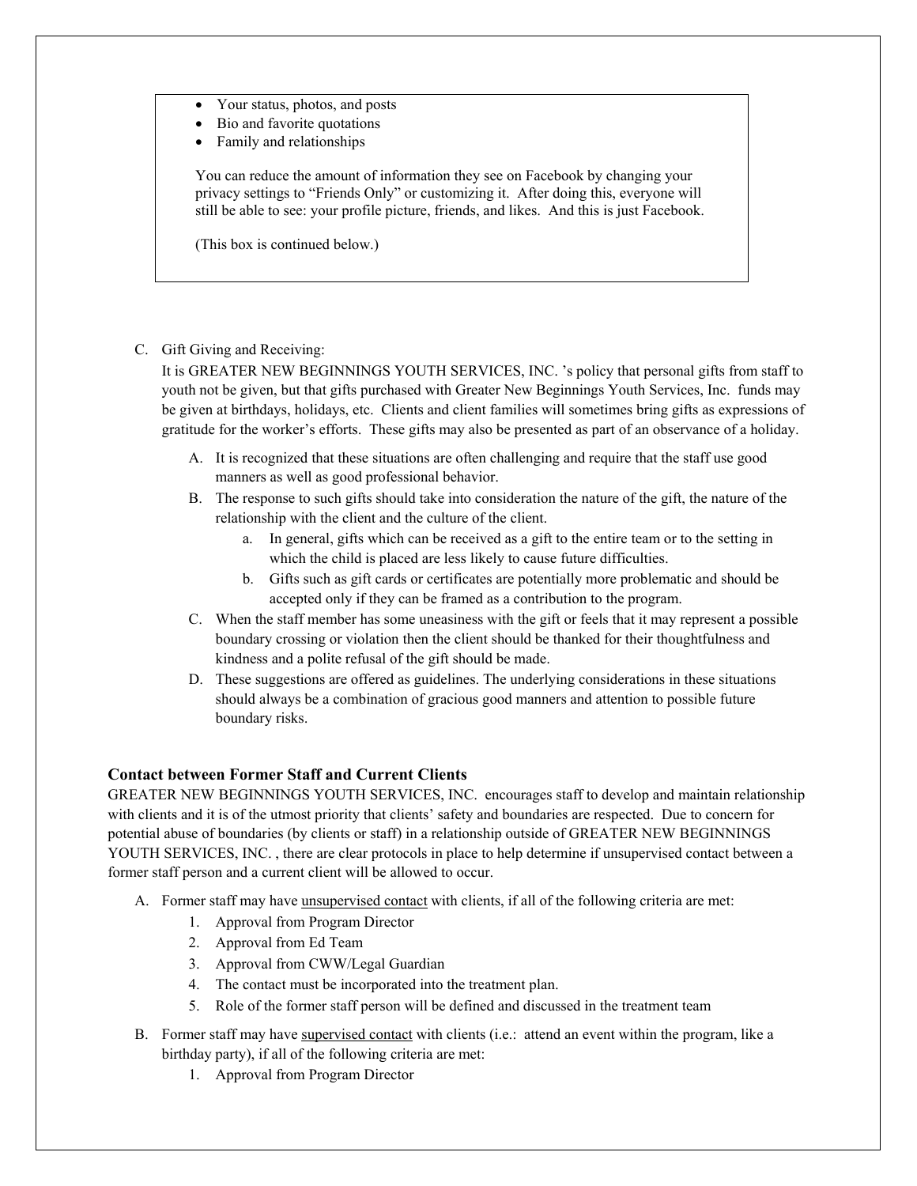- Your status, photos, and posts
- Bio and favorite quotations
- Family and relationships

You can reduce the amount of information they see on Facebook by changing your privacy settings to "Friends Only" or customizing it. After doing this, everyone will still be able to see: your profile picture, friends, and likes. And this is just Facebook.

(This box is continued below.)

C. Gift Giving and Receiving:

It is GREATER NEW BEGINNINGS YOUTH SERVICES, INC. 's policy that personal gifts from staff to youth not be given, but that gifts purchased with Greater New Beginnings Youth Services, Inc. funds may be given at birthdays, holidays, etc. Clients and client families will sometimes bring gifts as expressions of gratitude for the worker's efforts. These gifts may also be presented as part of an observance of a holiday.

A. It is recognized that these situations are often challenging and require that the staff use good manners as well as good professional behavior.
B. The response to such gifts should take into consideration the nature of the gift, the nature of the relationship with the client and the culture of the client.
    a. In general, gifts which can be received as a gift to the entire team or to the setting in which the child is placed are less likely to cause future difficulties.
    b. Gifts such as gift cards or certificates are potentially more problematic and should be accepted only if they can be framed as a contribution to the program.
C. When the staff member has some uneasiness with the gift or feels that it may represent a possible boundary crossing or violation then the client should be thanked for their thoughtfulness and kindness and a polite refusal of the gift should be made.
D. These suggestions are offered as guidelines. The underlying considerations in these situations should always be a combination of gracious good manners and attention to possible future boundary risks.

### Contact between Former Staff and Current Clients

GREATER NEW BEGINNINGS YOUTH SERVICES, INC. encourages staff to develop and maintain relationship with clients and it is of the utmost priority that clients' safety and boundaries are respected. Due to concern for potential abuse of boundaries (by clients or staff) in a relationship outside of GREATER NEW BEGINNINGS YOUTH SERVICES, INC. , there are clear protocols in place to help determine if unsupervised contact between a former staff person and a current client will be allowed to occur.

A. Former staff may have <u>unsupervised contact</u> with clients, if all of the following criteria are met:
    1. Approval from Program Director
    2. Approval from Ed Team
    3. Approval from CWW/Legal Guardian
    4. The contact must be incorporated into the treatment plan.
    5. Role of the former staff person will be defined and discussed in the treatment team
B. Former staff may have <u>supervised contact</u> with clients (i.e.: attend an event within the program, like a birthday party), if all of the following criteria are met:
    1. Approval from Program Director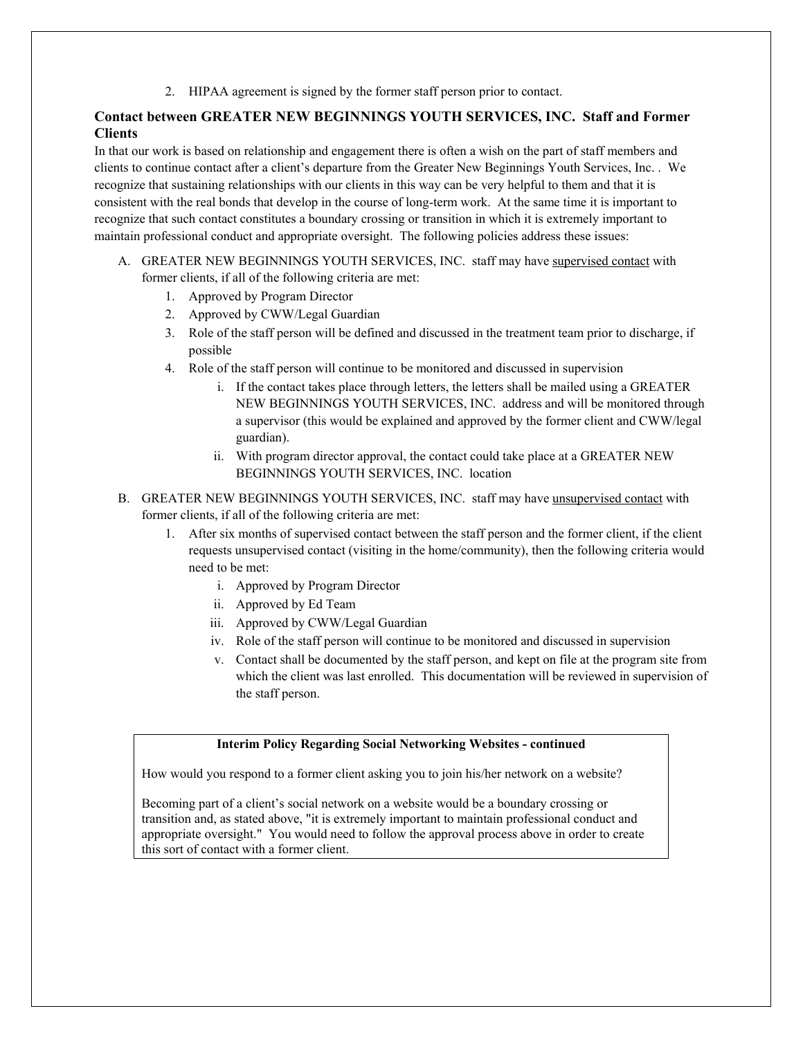2. HIPAA agreement is signed by the former staff person prior to contact.

### Contact between GREATER NEW BEGINNINGS YOUTH SERVICES, INC. Staff and Former Clients

In that our work is based on relationship and engagement there is often a wish on the part of staff members and clients to continue contact after a client's departure from the Greater New Beginnings Youth Services, Inc. . We recognize that sustaining relationships with our clients in this way can be very helpful to them and that it is consistent with the real bonds that develop in the course of long-term work. At the same time it is important to recognize that such contact constitutes a boundary crossing or transition in which it is extremely important to maintain professional conduct and appropriate oversight. The following policies address these issues:

A. GREATER NEW BEGINNINGS YOUTH SERVICES, INC. staff may have <u>supervised contact</u> with former clients, if all of the following criteria are met:
   1. Approved by Program Director
   2. Approved by CWW/Legal Guardian
   3. Role of the staff person will be defined and discussed in the treatment team prior to discharge, if possible
   4. Role of the staff person will continue to be monitored and discussed in supervision
      i. If the contact takes place through letters, the letters shall be mailed using a GREATER NEW BEGINNINGS YOUTH SERVICES, INC. address and will be monitored through a supervisor (this would be explained and approved by the former client and CWW/legal guardian).
      ii. With program director approval, the contact could take place at a GREATER NEW BEGINNINGS YOUTH SERVICES, INC. location

B. GREATER NEW BEGINNINGS YOUTH SERVICES, INC. staff may have <u>unsupervised contact</u> with former clients, if all of the following criteria are met:
   1. After six months of supervised contact between the staff person and the former client, if the client requests unsupervised contact (visiting in the home/community), then the following criteria would need to be met:
      i. Approved by Program Director
      ii. Approved by Ed Team
      iii. Approved by CWW/Legal Guardian
      iv. Role of the staff person will continue to be monitored and discussed in supervision
      v. Contact shall be documented by the staff person, and kept on file at the program site from which the client was last enrolled. This documentation will be reviewed in supervision of the staff person.

**Interim Policy Regarding Social Networking Websites - continued**

How would you respond to a former client asking you to join his/her network on a website?

Becoming part of a client's social network on a website would be a boundary crossing or transition and, as stated above, "it is extremely important to maintain professional conduct and appropriate oversight." You would need to follow the approval process above in order to create this sort of contact with a former client.